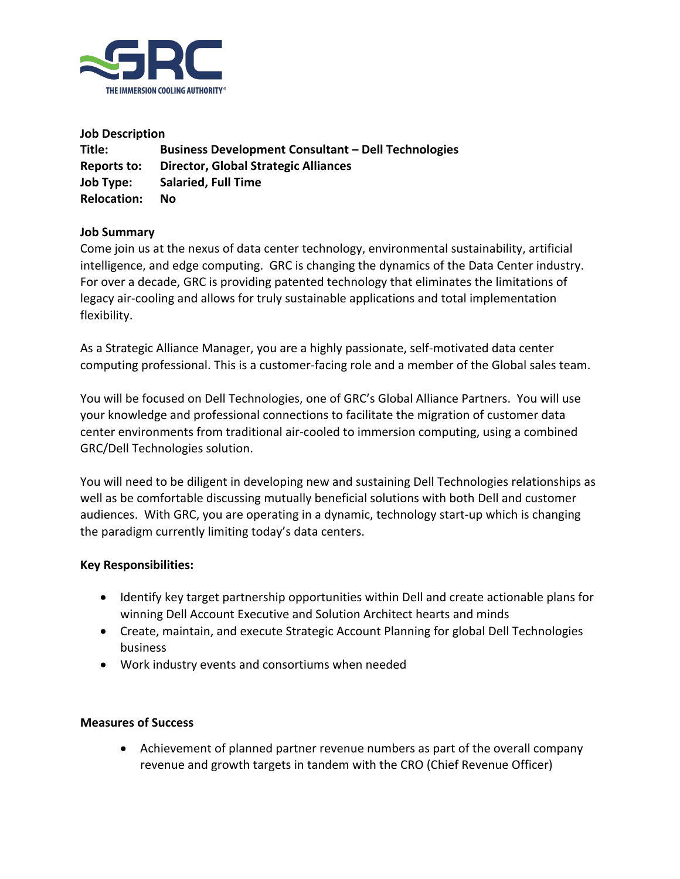GRC

THE IMMERSION COOLING AUTHORITY®

**Job Description**

**Title:** Business Development Consultant – Dell Technologies

**Reports to:** Director, Global Strategic Alliances

**Job Type:** Salaried, Full Time

**Relocation:** No

**Job Summary**

Come join us at the nexus of data center technology, environmental sustainability, artificial intelligence, and edge computing. GRC is changing the dynamics of the Data Center industry. For over a decade, GRC is providing patented technology that eliminates the limitations of legacy air-cooling and allows for truly sustainable applications and total implementation flexibility.

As a Strategic Alliance Manager, you are a highly passionate, self-motivated data center computing professional. This is a customer-facing role and a member of the Global sales team.

You will be focused on Dell Technologies, one of GRC's Global Alliance Partners. You will use your knowledge and professional connections to facilitate the migration of customer data center environments from traditional air-cooled to immersion computing, using a combined GRC/Dell Technologies solution.

You will need to be diligent in developing new and sustaining Dell Technologies relationships as well as be comfortable discussing mutually beneficial solutions with both Dell and customer audiences. With GRC, you are operating in a dynamic, technology start-up which is changing the paradigm currently limiting today's data centers.

**Key Responsibilities:**

- Identify key target partnership opportunities within Dell and create actionable plans for winning Dell Account Executive and Solution Architect hearts and minds
- Create, maintain, and execute Strategic Account Planning for global Dell Technologies business
- Work industry events and consortiums when needed

**Measures of Success**

- Achievement of planned partner revenue numbers as part of the overall company revenue and growth targets in tandem with the CRO (Chief Revenue Officer)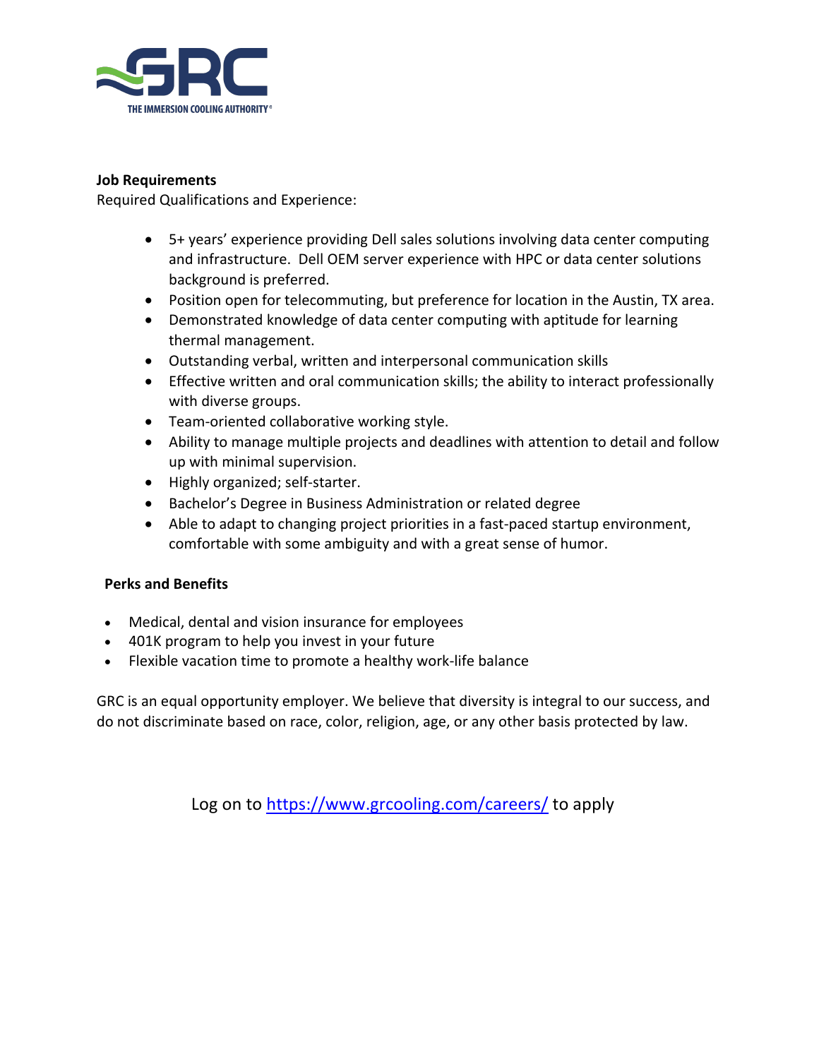GRC

THE IMMERSION COOLING AUTHORITY®

**Job Requirements**

Required Qualifications and Experience:

- 5+ years' experience providing Dell sales solutions involving data center computing and infrastructure. Dell OEM server experience with HPC or data center solutions background is preferred.
- Position open for telecommuting, but preference for location in the Austin, TX area.
- Demonstrated knowledge of data center computing with aptitude for learning thermal management.
- Outstanding verbal, written and interpersonal communication skills
- Effective written and oral communication skills; the ability to interact professionally with diverse groups.
- Team-oriented collaborative working style.
- Ability to manage multiple projects and deadlines with attention to detail and follow up with minimal supervision.
- Highly organized; self-starter.
- Bachelor's Degree in Business Administration or related degree
- Able to adapt to changing project priorities in a fast-paced startup environment, comfortable with some ambiguity and with a great sense of humor.

**Perks and Benefits**

- Medical, dental and vision insurance for employees
- 401K program to help you invest in your future
- Flexible vacation time to promote a healthy work-life balance

GRC is an equal opportunity employer. We believe that diversity is integral to our success, and do not discriminate based on race, color, religion, age, or any other basis protected by law.

Log on to [https://www.grcooling.com/careers/](https://www.grcooling.com/careers/) to apply